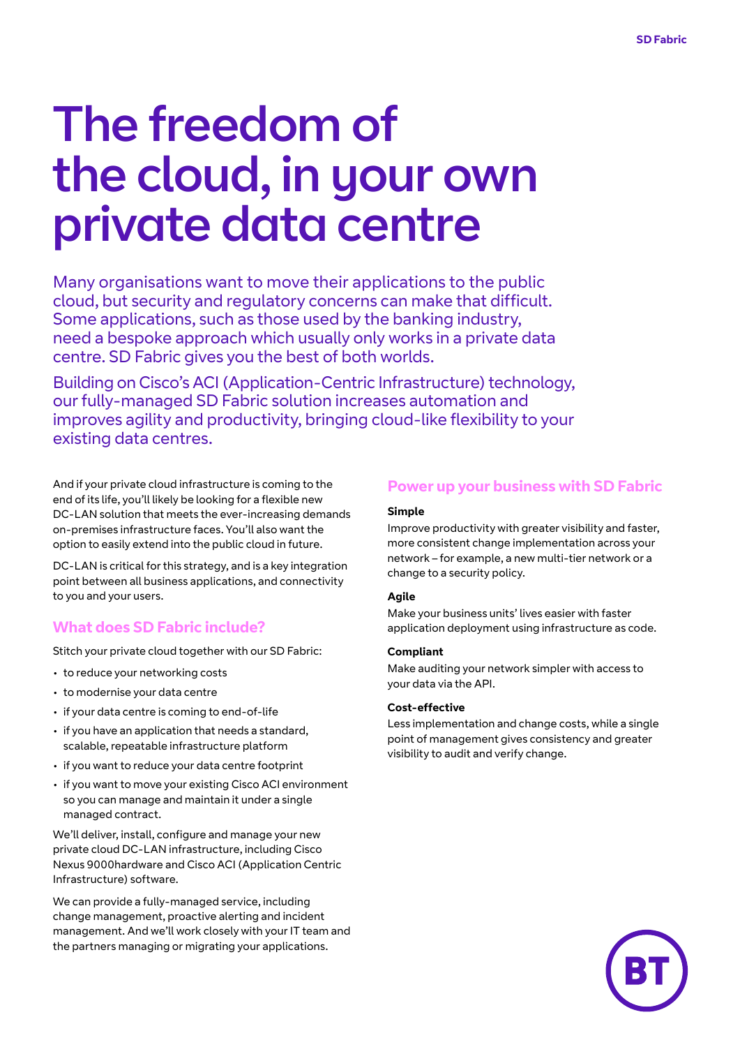# The freedom of the cloud, in your own private data centre

Many organisations want to move their applications to the public cloud, but security and regulatory concerns can make that difficult. Some applications, such as those used by the banking industry, need a bespoke approach which usually only works in a private data centre. SD Fabric gives you the best of both worlds.

Building on Cisco's ACI (Application-Centric Infrastructure) technology, our fully-managed SD Fabric solution increases automation and improves agility and productivity, bringing cloud-like flexibility to your existing data centres.

And if your private cloud infrastructure is coming to the end of its life, you'll likely be looking for a flexible new DC-LAN solution that meets the ever-increasing demands on-premises infrastructure faces. You'll also want the option to easily extend into the public cloud in future.

DC-LAN is critical for this strategy, and is a key integration point between all business applications, and connectivity to you and your users.

## What does SD Fabric include?

Stitch your private cloud together with our SD Fabric:

- to reduce your networking costs
- to modernise your data centre
- if your data centre is coming to end-of-life
- if you have an application that needs a standard, scalable, repeatable infrastructure platform
- if you want to reduce your data centre footprint
- if you want to move your existing Cisco ACI environment so you can manage and maintain it under a single managed contract.

We'll deliver, install, configure and manage your new private cloud DC-LAN infrastructure, including Cisco Nexus 9000hardware and Cisco ACI (Application Centric Infrastructure) software.

We can provide a fully-managed service, including change management, proactive alerting and incident management. And we'll work closely with your IT team and the partners managing or migrating your applications.

## Power up your business with SD Fabric

**Simple**

Improve productivity with greater visibility and faster, more consistent change implementation across your network – for example, a new multi-tier network or a change to a security policy.

**Agile**

Make your business units' lives easier with faster application deployment using infrastructure as code.

**Compliant**

Make auditing your network simpler with access to your data via the API.

**Cost-effective**

Less implementation and change costs, while a single point of management gives consistency and greater visibility to audit and verify change.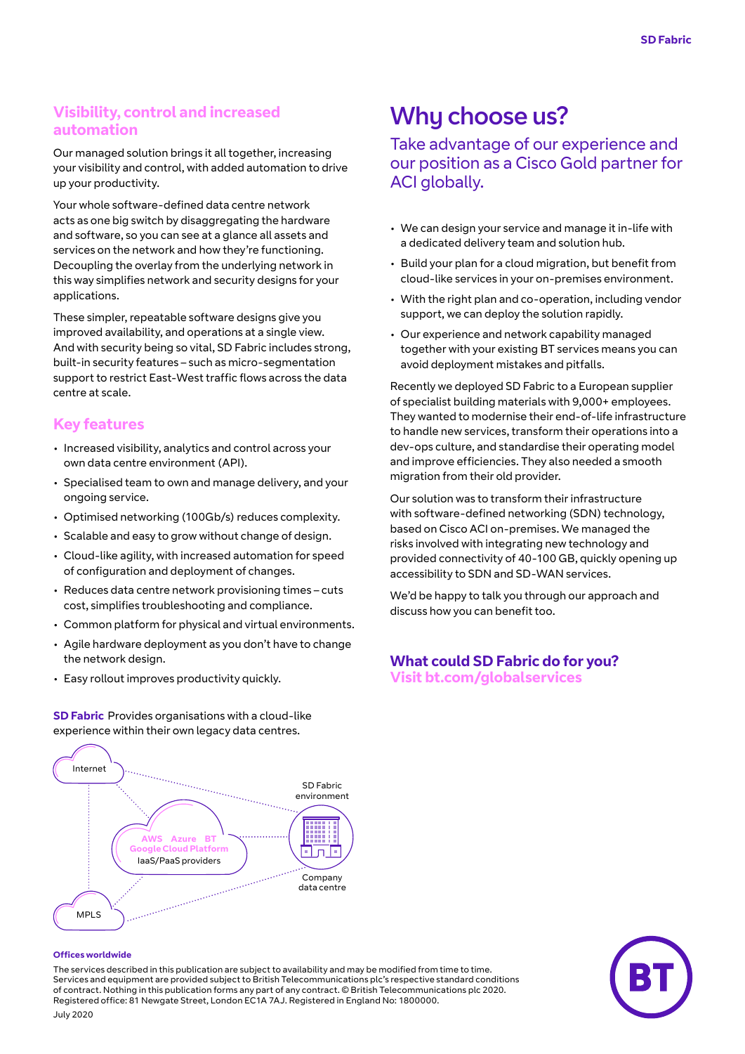## Visibility, control and increased automation

Our managed solution brings it all together, increasing your visibility and control, with added automation to drive up your productivity.

Your whole software-defined data centre network acts as one big switch by disaggregating the hardware and software, so you can see at a glance all assets and services on the network and how they're functioning. Decoupling the overlay from the underlying network in this way simplifies network and security designs for your applications.

These simpler, repeatable software designs give you improved availability, and operations at a single view. And with security being so vital, SD Fabric includes strong, built-in security features – such as micro-segmentation support to restrict East-West traffic flows across the data centre at scale.

## Key features

- Increased visibility, analytics and control across your own data centre environment (API).
- Specialised team to own and manage delivery, and your ongoing service.
- Optimised networking (100Gb/s) reduces complexity.
- Scalable and easy to grow without change of design.
- Cloud-like agility, with increased automation for speed of configuration and deployment of changes.
- Reduces data centre network provisioning times – cuts cost, simplifies troubleshooting and compliance.
- Common platform for physical and virtual environments.
- Agile hardware deployment as you don't have to change the network design.
- Easy rollout improves productivity quickly.

**SD Fabric** Provides organisations with a cloud-like experience within their own legacy data centres.

Internet

SD Fabric environment

AWS Azure BT Google Cloud Platform IaaS/PaaS providers

Company data centre

MPLS

# Why choose us?

## Take advantage of our experience and our position as a Cisco Gold partner for ACI globally.

- We can design your service and manage it in-life with a dedicated delivery team and solution hub.
- Build your plan for a cloud migration, but benefit from cloud-like services in your on-premises environment.
- With the right plan and co-operation, including vendor support, we can deploy the solution rapidly.
- Our experience and network capability managed together with your existing BT services means you can avoid deployment mistakes and pitfalls.

Recently we deployed SD Fabric to a European supplier of specialist building materials with 9,000+ employees. They wanted to modernise their end-of-life infrastructure to handle new services, transform their operations into a dev-ops culture, and standardise their operating model and improve efficiencies. They also needed a smooth migration from their old provider.

Our solution was to transform their infrastructure with software-defined networking (SDN) technology, based on Cisco ACI on-premises. We managed the risks involved with integrating new technology and provided connectivity of 40-100 GB, quickly opening up accessibility to SDN and SD-WAN services.

We'd be happy to talk you through our approach and discuss how you can benefit too.

**What could SD Fabric do for you?**
**Visit bt.com/globalservices**

**Offices worldwide**

The services described in this publication are subject to availability and may be modified from time to time. Services and equipment are provided subject to British Telecommunications plc's respective standard conditions of contract. Nothing in this publication forms any part of any contract. © British Telecommunications plc 2020. Registered office: 81 Newgate Street, London EC1A 7AJ. Registered in England No: 1800000.

July 2020